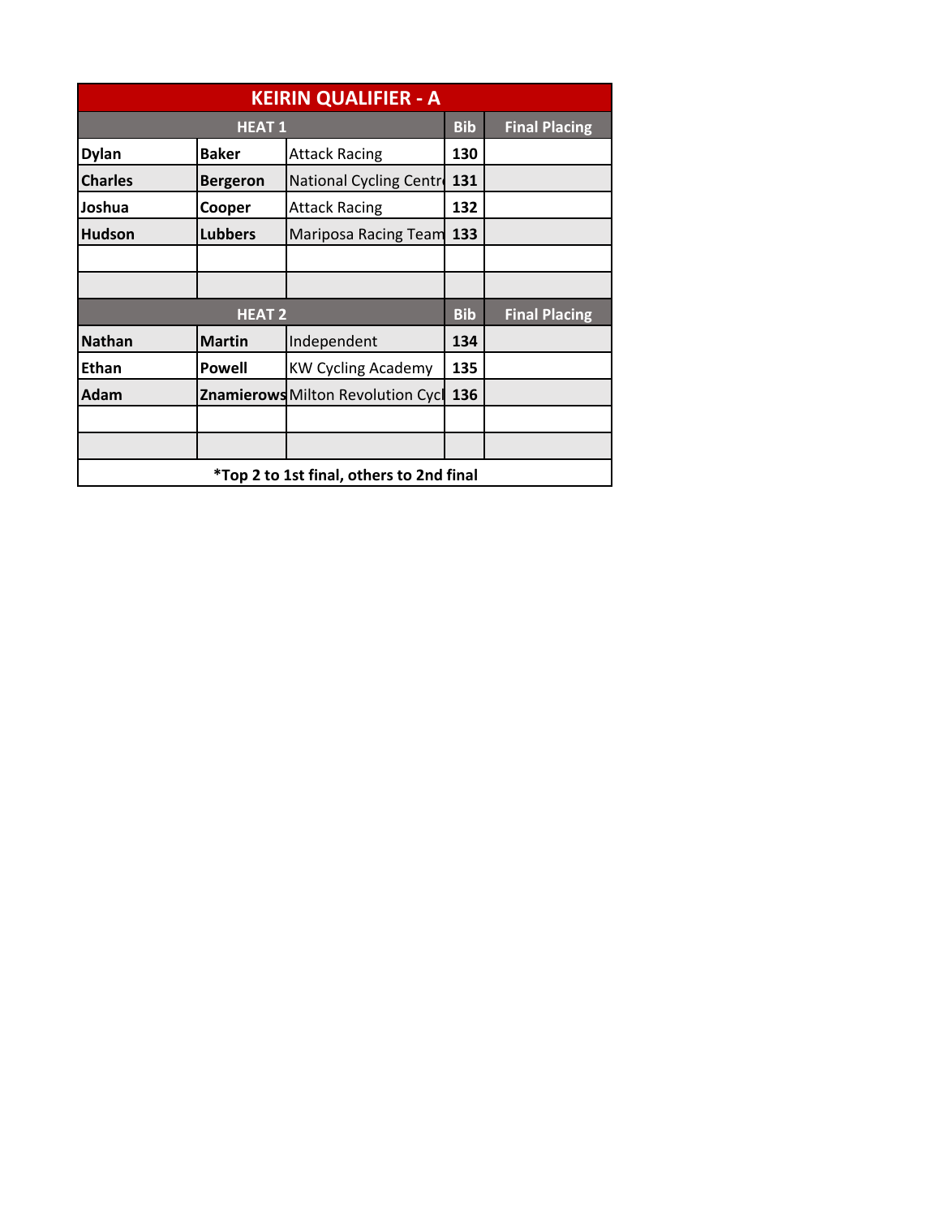## KEIRIN QUALIFIER - A

| HEAT 1 | | | Bib | Final Placing |
|---|---|---|---|---|
| Dylan | Baker | Attack Racing | 130 | |
| Charles | Bergeron | National Cycling Centr | 131 | |
| Joshua | Cooper | Attack Racing | 132 | |
| Hudson | Lubbers | Mariposa Racing Team | 133 | |
| | | | | |
| | | | | |
| **HEAT 2** | | | **Bib** | **Final Placing** |
| Nathan | Martin | Independent | 134 | |
| Ethan | Powell | KW Cycling Academy | 135 | |
| Adam | Znamierows | Milton Revolution Cycl | 136 | |
| | | | | |
| | | | | |

*Top 2 to 1st final, others to 2nd final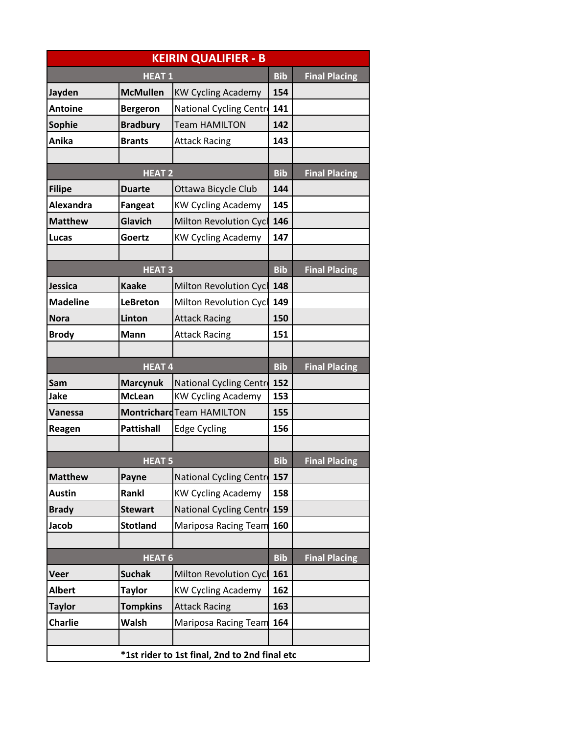## KEIRIN QUALIFIER - B

| HEAT 1 | | | Bib | Final Placing |
|---|---|---|---|---|
| Jayden | McMullen | KW Cycling Academy | 154 | |
| Antoine | Bergeron | National Cycling Centr | 141 | |
| Sophie | Bradbury | Team HAMILTON | 142 | |
| Anika | Brants | Attack Racing | 143 | |
| | | | | |
| **HEAT 2** | | | **Bib** | **Final Placing** |
| Filipe | Duarte | Ottawa Bicycle Club | 144 | |
| Alexandra | Fangeat | KW Cycling Academy | 145 | |
| Matthew | Glavich | Milton Revolution Cycl | 146 | |
| Lucas | Goertz | KW Cycling Academy | 147 | |
| | | | | |
| **HEAT 3** | | | **Bib** | **Final Placing** |
| Jessica | Kaake | Milton Revolution Cycl | 148 | |
| Madeline | LeBreton | Milton Revolution Cycl | 149 | |
| Nora | Linton | Attack Racing | 150 | |
| Brody | Mann | Attack Racing | 151 | |
| | | | | |
| **HEAT 4** | | | **Bib** | **Final Placing** |
| Sam | Marcynuk | National Cycling Centr | 152 | |
| Jake | McLean | KW Cycling Academy | 153 | |
| Vanessa | Montrichard | Team HAMILTON | 155 | |
| Reagen | Pattishall | Edge Cycling | 156 | |
| | | | | |
| **HEAT 5** | | | **Bib** | **Final Placing** |
| Matthew | Payne | National Cycling Centr | 157 | |
| Austin | Rankl | KW Cycling Academy | 158 | |
| Brady | Stewart | National Cycling Centr | 159 | |
| Jacob | Stotland | Mariposa Racing Team | 160 | |
| | | | | |
| **HEAT 6** | | | **Bib** | **Final Placing** |
| Veer | Suchak | Milton Revolution Cycl | 161 | |
| Albert | Taylor | KW Cycling Academy | 162 | |
| Taylor | Tompkins | Attack Racing | 163 | |
| Charlie | Walsh | Mariposa Racing Team | 164 | |
| | | | | |

*1st rider to 1st final, 2nd to 2nd final etc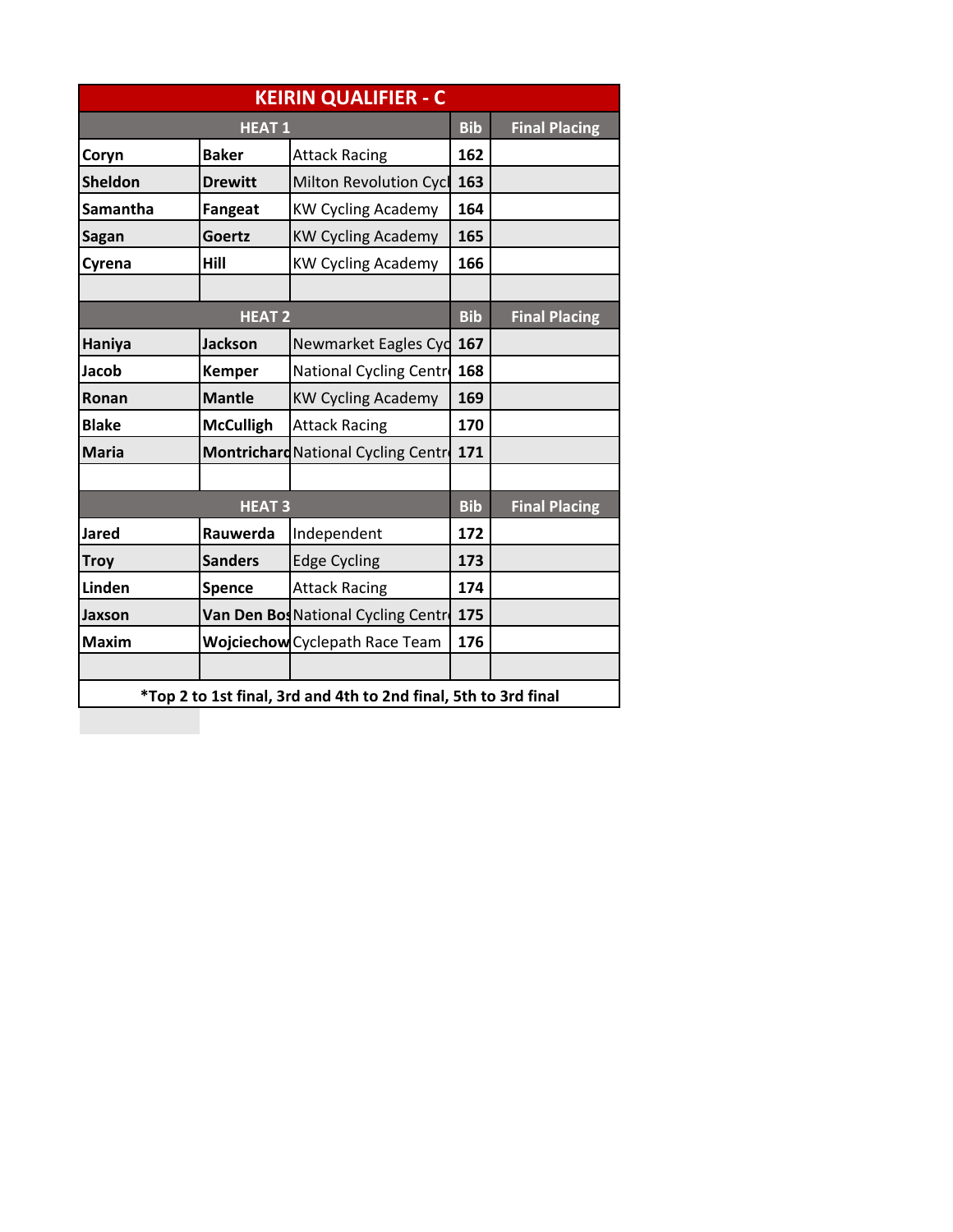# KEIRIN QUALIFIER - C

| HEAT 1 | | | Bib | Final Placing |
|---|---|---|---|---|
| Coryn | Baker | Attack Racing | 162 | |
| Sheldon | Drewitt | Milton Revolution Cycl | 163 | |
| Samantha | Fangeat | KW Cycling Academy | 164 | |
| Sagan | Goertz | KW Cycling Academy | 165 | |
| Cyrena | Hill | KW Cycling Academy | 166 | |
| | | | | |
| **HEAT 2** | | | **Bib** | **Final Placing** |
| Haniya | Jackson | Newmarket Eagles Cyc | 167 | |
| Jacob | Kemper | National Cycling Centr | 168 | |
| Ronan | Mantle | KW Cycling Academy | 169 | |
| Blake | McCulligh | Attack Racing | 170 | |
| Maria | Montrichard | National Cycling Centr | 171 | |
| | | | | |
| **HEAT 3** | | | **Bib** | **Final Placing** |
| Jared | Rauwerda | Independent | 172 | |
| Troy | Sanders | Edge Cycling | 173 | |
| Linden | Spence | Attack Racing | 174 | |
| Jaxson | Van Den Bos | National Cycling Centr | 175 | |
| Maxim | Wojciechow | Cyclepath Race Team | 176 | |
| | | | | |

*Top 2 to 1st final, 3rd and 4th to 2nd final, 5th to 3rd final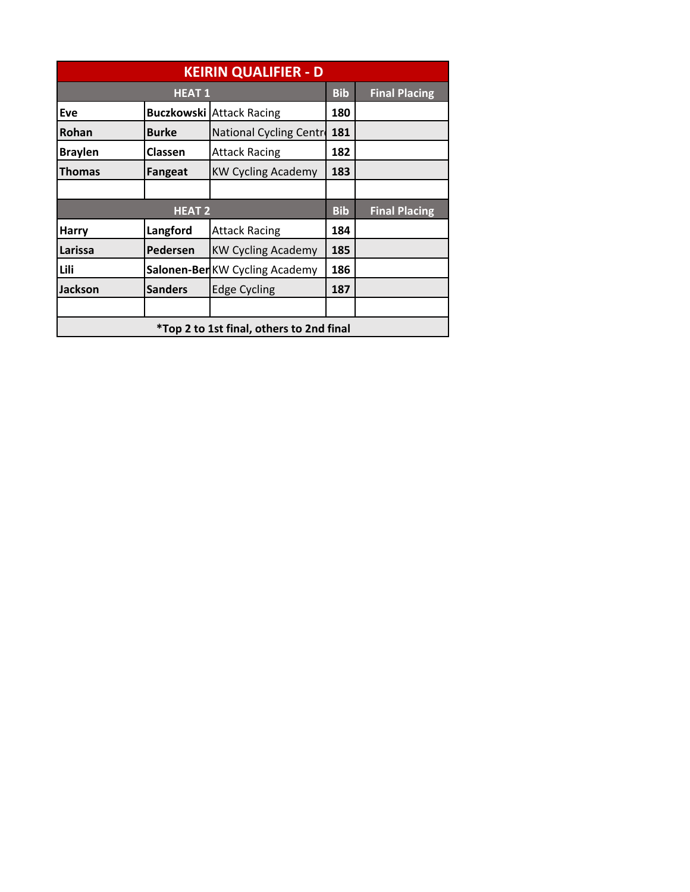| KEIRIN QUALIFIER - D | | | | |
|---|---|---|---|---|
| **HEAT 1** | | | **Bib** | **Final Placing** |
| **Eve** | **Buczkowski** | Attack Racing | **180** | |
| **Rohan** | **Burke** | National Cycling Centr | **181** | |
| **Braylen** | **Classen** | Attack Racing | **182** | |
| **Thomas** | **Fangeat** | KW Cycling Academy | **183** | |
| | | | | |
| **HEAT 2** | | | **Bib** | **Final Placing** |
| **Harry** | **Langford** | Attack Racing | **184** | |
| **Larissa** | **Pedersen** | KW Cycling Academy | **185** | |
| **Lili** | **Salonen-Ber** | KW Cycling Academy | **186** | |
| **Jackson** | **Sanders** | Edge Cycling | **187** | |
| | | | | |
| ***Top 2 to 1st final, others to 2nd final** | | | | |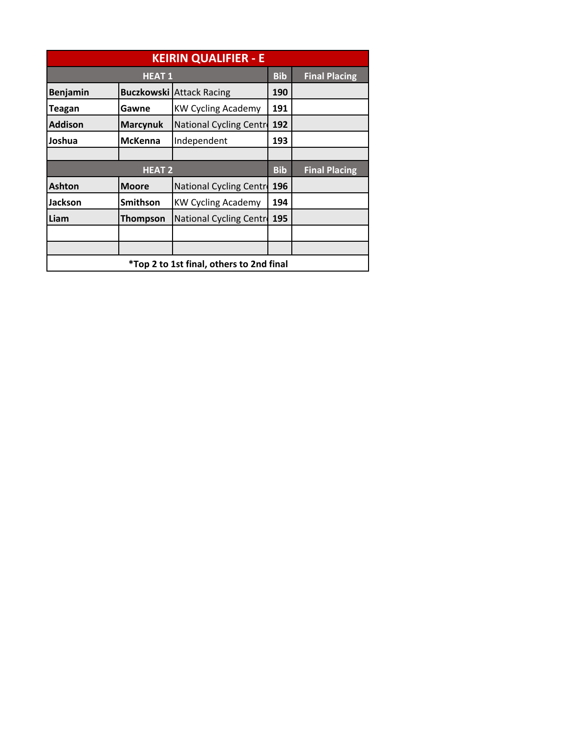## KEIRIN QUALIFIER - E

| HEAT 1 | | | Bib | Final Placing |
|---|---|---|---|---|
| **Benjamin** | **Buczkowski** | Attack Racing | **190** | |
| **Teagan** | **Gawne** | KW Cycling Academy | **191** | |
| **Addison** | **Marcynuk** | National Cycling Centr | **192** | |
| **Joshua** | **McKenna** | Independent | **193** | |
| | | | | |
| **HEAT 2** | | | **Bib** | **Final Placing** |
| **Ashton** | **Moore** | National Cycling Centr | **196** | |
| **Jackson** | **Smithson** | KW Cycling Academy | **194** | |
| **Liam** | **Thompson** | National Cycling Centr | **195** | |
| | | | | |
| | | | | |

**\*Top 2 to 1st final, others to 2nd final**